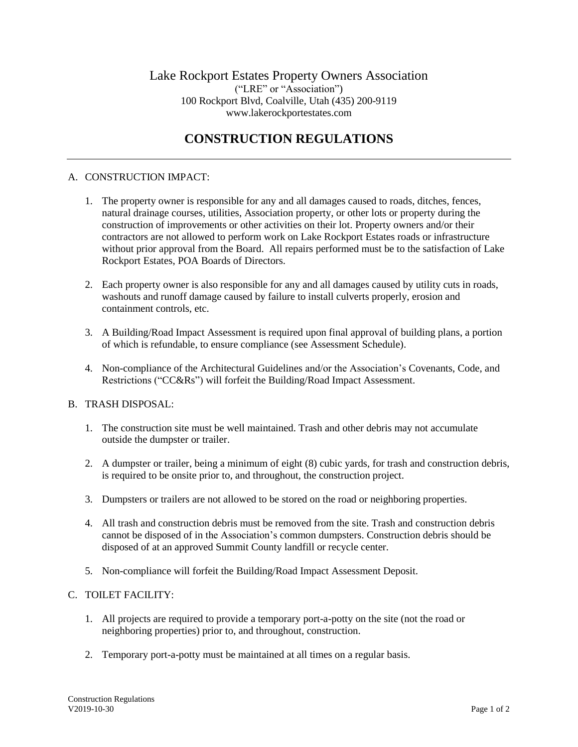Lake Rockport Estates Property Owners Association
("LRE" or "Association")
100 Rockport Blvd, Coalville, Utah (435) 200-9119
www.lakerockportestates.com

# CONSTRUCTION REGULATIONS

---

A. CONSTRUCTION IMPACT:

1. The property owner is responsible for any and all damages caused to roads, ditches, fences, natural drainage courses, utilities, Association property, or other lots or property during the construction of improvements or other activities on their lot. Property owners and/or their contractors are not allowed to perform work on Lake Rockport Estates roads or infrastructure without prior approval from the Board. All repairs performed must be to the satisfaction of Lake Rockport Estates, POA Boards of Directors.

2. Each property owner is also responsible for any and all damages caused by utility cuts in roads, washouts and runoff damage caused by failure to install culverts properly, erosion and containment controls, etc.

3. A Building/Road Impact Assessment is required upon final approval of building plans, a portion of which is refundable, to ensure compliance (see Assessment Schedule).

4. Non-compliance of the Architectural Guidelines and/or the Association's Covenants, Code, and Restrictions ("CC&Rs") will forfeit the Building/Road Impact Assessment.

B. TRASH DISPOSAL:

1. The construction site must be well maintained. Trash and other debris may not accumulate outside the dumpster or trailer.

2. A dumpster or trailer, being a minimum of eight (8) cubic yards, for trash and construction debris, is required to be onsite prior to, and throughout, the construction project.

3. Dumpsters or trailers are not allowed to be stored on the road or neighboring properties.

4. All trash and construction debris must be removed from the site. Trash and construction debris cannot be disposed of in the Association's common dumpsters. Construction debris should be disposed of at an approved Summit County landfill or recycle center.

5. Non-compliance will forfeit the Building/Road Impact Assessment Deposit.

C. TOILET FACILITY:

1. All projects are required to provide a temporary port-a-potty on the site (not the road or neighboring properties) prior to, and throughout, construction.

2. Temporary port-a-potty must be maintained at all times on a regular basis.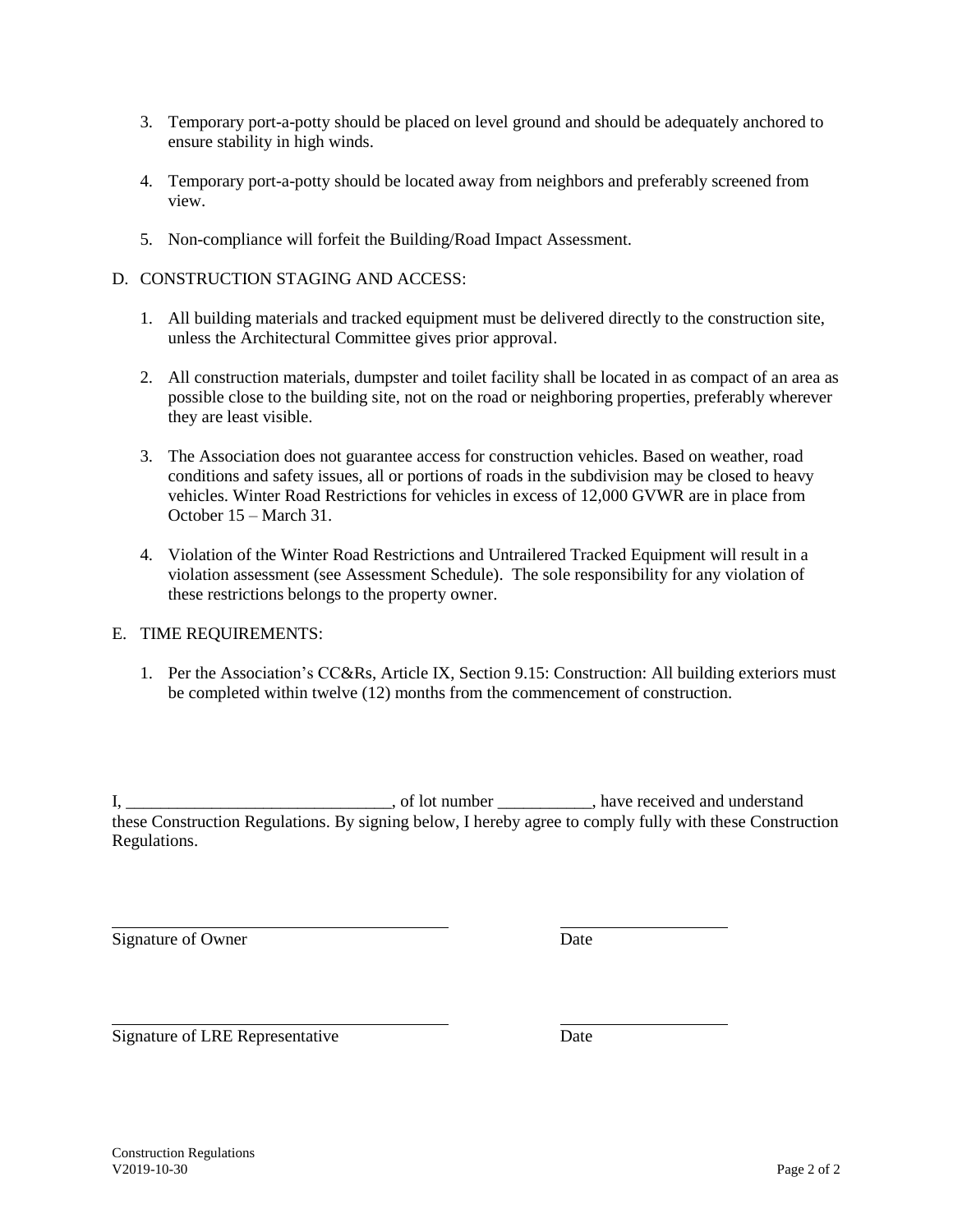3. Temporary port-a-potty should be placed on level ground and should be adequately anchored to ensure stability in high winds.

4. Temporary port-a-potty should be located away from neighbors and preferably screened from view.

5. Non-compliance will forfeit the Building/Road Impact Assessment.

D. CONSTRUCTION STAGING AND ACCESS:

1. All building materials and tracked equipment must be delivered directly to the construction site, unless the Architectural Committee gives prior approval.

2. All construction materials, dumpster and toilet facility shall be located in as compact of an area as possible close to the building site, not on the road or neighboring properties, preferably wherever they are least visible.

3. The Association does not guarantee access for construction vehicles. Based on weather, road conditions and safety issues, all or portions of roads in the subdivision may be closed to heavy vehicles. Winter Road Restrictions for vehicles in excess of 12,000 GVWR are in place from October 15 – March 31.

4. Violation of the Winter Road Restrictions and Untrailered Tracked Equipment will result in a violation assessment (see Assessment Schedule). The sole responsibility for any violation of these restrictions belongs to the property owner.

E. TIME REQUIREMENTS:

1. Per the Association's CC&Rs, Article IX, Section 9.15: Construction: All building exteriors must be completed within twelve (12) months from the commencement of construction.

I, _______________________________, of lot number ___________, have received and understand these Construction Regulations. By signing below, I hereby agree to comply fully with these Construction Regulations.

_______________________________________ ____________________

Signature of Owner Date

_______________________________________ ____________________

Signature of LRE Representative Date

Construction Regulations
V2019-10-30